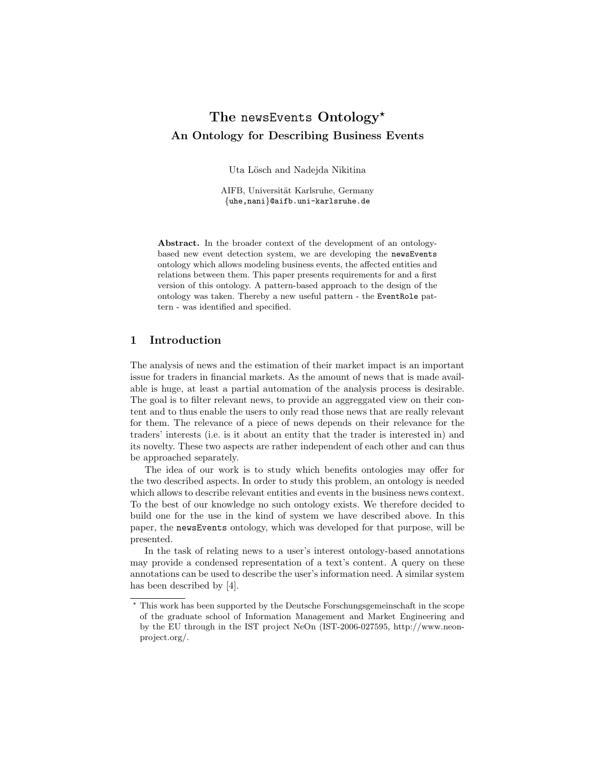# The newsEvents Ontology*

## An Ontology for Describing Business Events

Uta Lösch and Nadejda Nikitina

AIFB, Universität Karlsruhe, Germany
{uhe,nani}@aifb.uni-karlsruhe.de

**Abstract.** In the broader context of the development of an ontology-based new event detection system, we are developing the newsEvents ontology which allows modeling business events, the affected entities and relations between them. This paper presents requirements for and a first version of this ontology. A pattern-based approach to the design of the ontology was taken. Thereby a new useful pattern - the EventRole pattern - was identified and specified.

## 1 Introduction

The analysis of news and the estimation of their market impact is an important issue for traders in financial markets. As the amount of news that is made available is huge, at least a partial automation of the analysis process is desirable. The goal is to filter relevant news, to provide an aggreggated view on their content and to thus enable the users to only read those news that are really relevant for them. The relevance of a piece of news depends on their relevance for the traders' interests (i.e. is it about an entity that the trader is interested in) and its novelty. These two aspects are rather independent of each other and can thus be approached separately.

The idea of our work is to study which benefits ontologies may offer for the two described aspects. In order to study this problem, an ontology is needed which allows to describe relevant entities and events in the business news context. To the best of our knowledge no such ontology exists. We therefore decided to build one for the use in the kind of system we have described above. In this paper, the newsEvents ontology, which was developed for that purpose, will be presented.

In the task of relating news to a user's interest ontology-based annotations may provide a condensed representation of a text's content. A query on these annotations can be used to describe the user's information need. A similar system has been described by [4].

---

* This work has been supported by the Deutsche Forschungsgemeinschaft in the scope of the graduate school of Information Management and Market Engineering and by the EU through in the IST project NeOn (IST-2006-027595, http://www.neon-project.org/.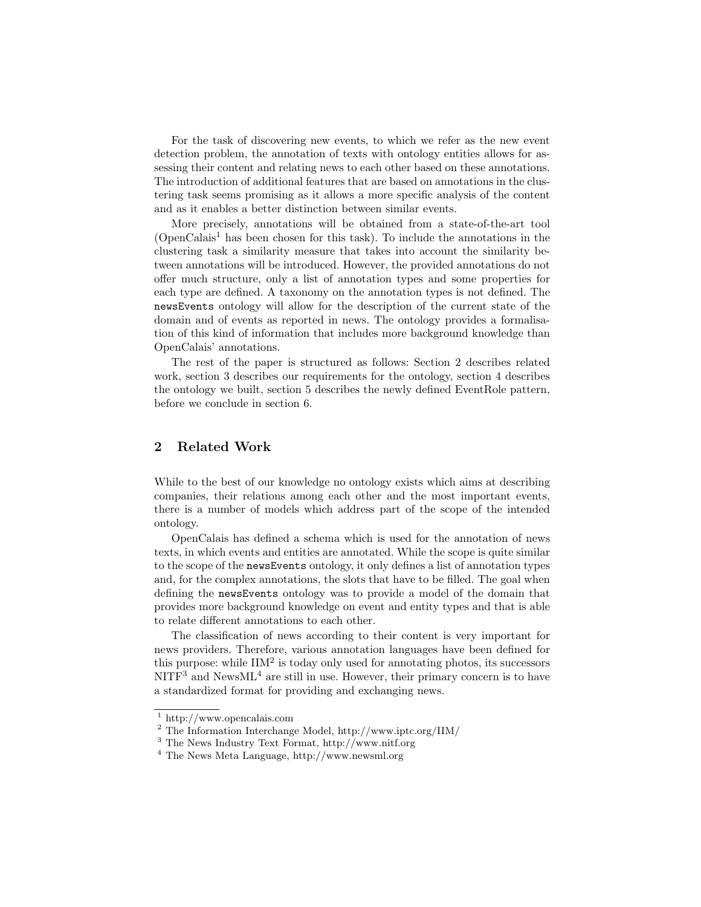For the task of discovering new events, to which we refer as the new event detection problem, the annotation of texts with ontology entities allows for assessing their content and relating news to each other based on these annotations. The introduction of additional features that are based on annotations in the clustering task seems promising as it allows a more specific analysis of the content and as it enables a better distinction between similar events.

More precisely, annotations will be obtained from a state-of-the-art tool (OpenCalais[1] has been chosen for this task). To include the annotations in the clustering task a similarity measure that takes into account the similarity between annotations will be introduced. However, the provided annotations do not offer much structure, only a list of annotation types and some properties for each type are defined. A taxonomy on the annotation types is not defined. The `newsEvents` ontology will allow for the description of the current state of the domain and of events as reported in news. The ontology provides a formalisation of this kind of information that includes more background knowledge than OpenCalais' annotations.

The rest of the paper is structured as follows: Section 2 describes related work, section 3 describes our requirements for the ontology, section 4 describes the ontology we built, section 5 describes the newly defined EventRole pattern, before we conclude in section 6.

## 2 Related Work

While to the best of our knowledge no ontology exists which aims at describing companies, their relations among each other and the most important events, there is a number of models which address part of the scope of the intended ontology.

OpenCalais has defined a schema which is used for the annotation of news texts, in which events and entities are annotated. While the scope is quite similar to the scope of the `newsEvents` ontology, it only defines a list of annotation types and, for the complex annotations, the slots that have to be filled. The goal when defining the `newsEvents` ontology was to provide a model of the domain that provides more background knowledge on event and entity types and that is able to relate different annotations to each other.

The classification of news according to their content is very important for news providers. Therefore, various annotation languages have been defined for this purpose: while IIM[2] is today only used for annotating photos, its successors NITF[3] and NewsML[4] are still in use. However, their primary concern is to have a standardized format for providing and exchanging news.

---

[1] http://www.opencalais.com

[2] The Information Interchange Model, http://www.iptc.org/IIM/

[3] The News Industry Text Format, http://www.nitf.org

[4] The News Meta Language, http://www.newsml.org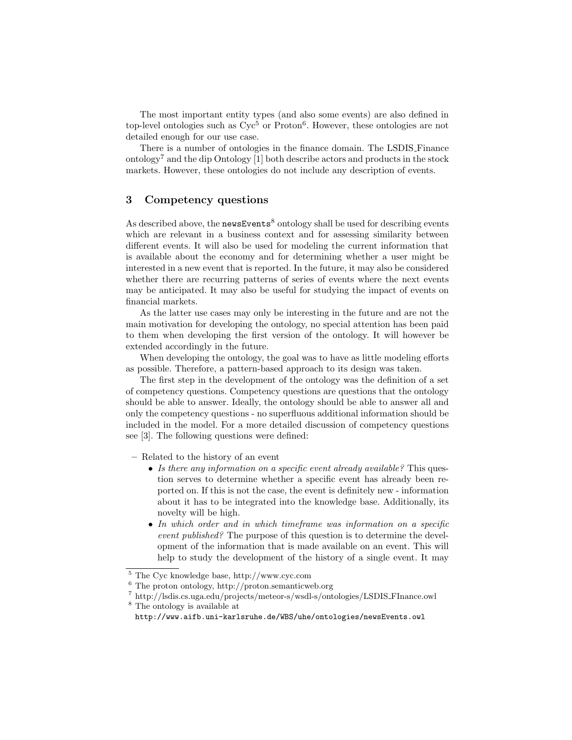The most important entity types (and also some events) are also defined in top-level ontologies such as Cyc[5] or Proton[6]. However, these ontologies are not detailed enough for our use case.

There is a number of ontologies in the finance domain. The LSDIS_Finance ontology[7] and the dip Ontology [1] both describe actors and products in the stock markets. However, these ontologies do not include any description of events.

## 3 Competency questions

As described above, the `newsEvents`[8] ontology shall be used for describing events which are relevant in a business context and for assessing similarity between different events. It will also be used for modeling the current information that is available about the economy and for determining whether a user might be interested in a new event that is reported. In the future, it may also be considered whether there are recurring patterns of series of events where the next events may be anticipated. It may also be useful for studying the impact of events on financial markets.

As the latter use cases may only be interesting in the future and are not the main motivation for developing the ontology, no special attention has been paid to them when developing the first version of the ontology. It will however be extended accordingly in the future.

When developing the ontology, the goal was to have as little modeling efforts as possible. Therefore, a pattern-based approach to its design was taken.

The first step in the development of the ontology was the definition of a set of competency questions. Competency questions are questions that the ontology should be able to answer. Ideally, the ontology should be able to answer all and only the competency questions - no superfluous additional information should be included in the model. For a more detailed discussion of competency questions see [3]. The following questions were defined:

- Related to the history of an event
  - *Is there any information on a specific event already available?* This question serves to determine whether a specific event has already been reported on. If this is not the case, the event is definitely new - information about it has to be integrated into the knowledge base. Additionally, its novelty will be high.
  - *In which order and in which timeframe was information on a specific event published?* The purpose of this question is to determine the development of the information that is made available on an event. This will help to study the development of the history of a single event. It may

[5] The Cyc knowledge base, http://www.cyc.com

[6] The proton ontology, http://proton.semanticweb.org

[7] http://lsdis.cs.uga.edu/projects/meteor-s/wsdl-s/ontologies/LSDIS_FInance.owl

[8] The ontology is available at `http://www.aifb.uni-karlsruhe.de/WBS/uhe/ontologies/newsEvents.owl`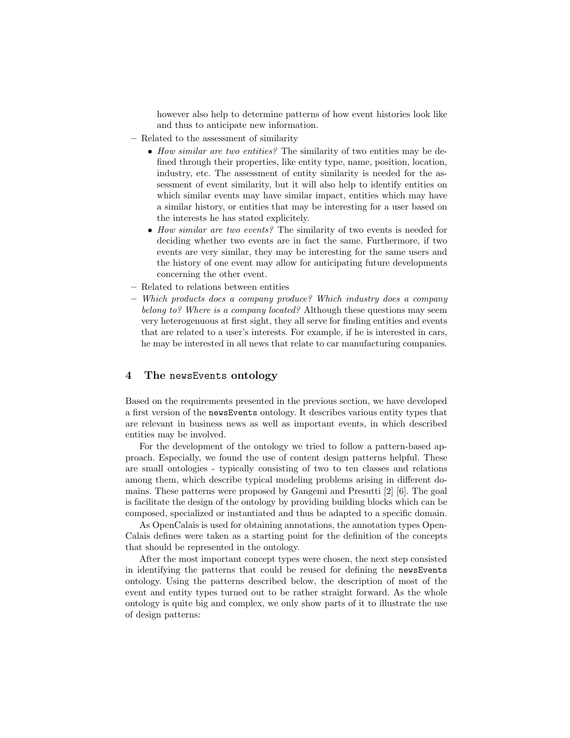however also help to determine patterns of how event histories look like and thus to anticipate new information.

- Related to the assessment of similarity
  - *How similar are two entities?* The similarity of two entities may be defined through their properties, like entity type, name, position, location, industry, etc. The assessment of entity similarity is needed for the assessment of event similarity, but it will also help to identify entities on which similar events may have similar impact, entities which may have a similar history, or entities that may be interesting for a user based on the interests he has stated explicitely.
  - *How similar are two events?* The similarity of two events is needed for deciding whether two events are in fact the same. Furthermore, if two events are very similar, they may be interesting for the same users and the history of one event may allow for anticipating future developments concerning the other event.
- Related to relations between entities
- *Which products does a company produce? Which industry does a company belong to? Where is a company located?* Although these questions may seem very heterogenuous at first sight, they all serve for finding entities and events that are related to a user's interests. For example, if he is interested in cars, he may be interested in all news that relate to car manufacturing companies.

## 4 The `newsEvents` ontology

Based on the requirements presented in the previous section, we have developed a first version of the `newsEvents` ontology. It describes various entity types that are relevant in business news as well as important events, in which described entities may be involved.

For the development of the ontology we tried to follow a pattern-based approach. Especially, we found the use of content design patterns helpful. These are small ontologies - typically consisting of two to ten classes and relations among them, which describe typical modeling problems arising in different domains. These patterns were proposed by Gangemi and Presutti [2] [6]. The goal is facilitate the design of the ontology by providing building blocks which can be composed, specialized or instantiated and thus be adapted to a specific domain.

As OpenCalais is used for obtaining annotations, the annotation types OpenCalais defines were taken as a starting point for the definition of the concepts that should be represented in the ontology.

After the most important concept types were chosen, the next step consisted in identifying the patterns that could be reused for defining the `newsEvents` ontology. Using the patterns described below, the description of most of the event and entity types turned out to be rather straight forward. As the whole ontology is quite big and complex, we only show parts of it to illustrate the use of design patterns: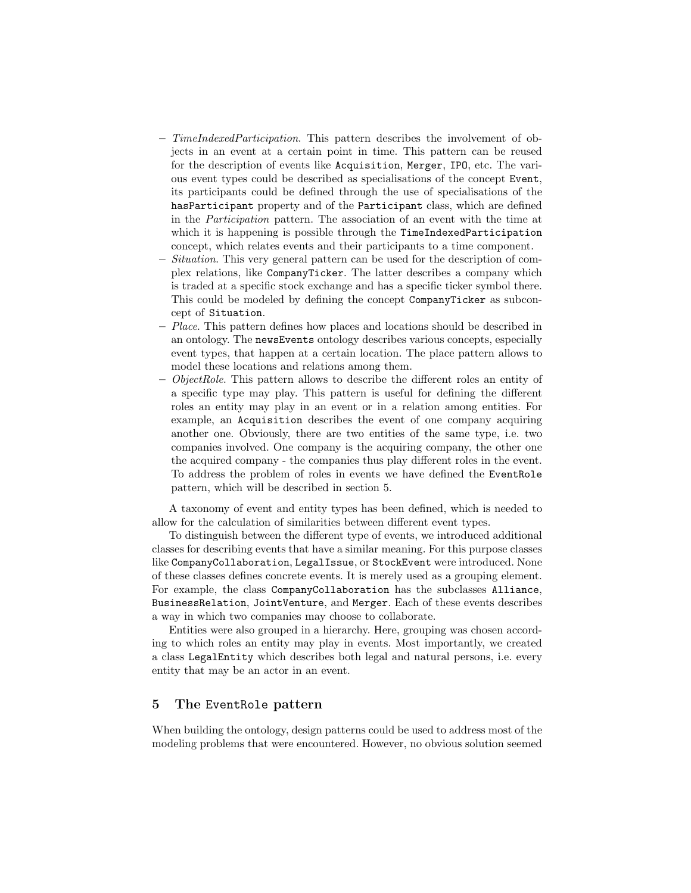- *TimeIndexedParticipation*. This pattern describes the involvement of objects in an event at a certain point in time. This pattern can be reused for the description of events like `Acquisition`, `Merger`, `IPO`, etc. The various event types could be described as specialisations of the concept `Event`, its participants could be defined through the use of specialisations of the `hasParticipant` property and of the `Participant` class, which are defined in the *Participation* pattern. The association of an event with the time at which it is happening is possible through the `TimeIndexedParticipation` concept, which relates events and their participants to a time component.
- *Situation*. This very general pattern can be used for the description of complex relations, like `CompanyTicker`. The latter describes a company which is traded at a specific stock exchange and has a specific ticker symbol there. This could be modeled by defining the concept `CompanyTicker` as subconcept of `Situation`.
- *Place*. This pattern defines how places and locations should be described in an ontology. The `newsEvents` ontology describes various concepts, especially event types, that happen at a certain location. The place pattern allows to model these locations and relations among them.
- *ObjectRole*. This pattern allows to describe the different roles an entity of a specific type may play. This pattern is useful for defining the different roles an entity may play in an event or in a relation among entities. For example, an `Acquisition` describes the event of one company acquiring another one. Obviously, there are two entities of the same type, i.e. two companies involved. One company is the acquiring company, the other one the acquired company - the companies thus play different roles in the event. To address the problem of roles in events we have defined the `EventRole` pattern, which will be described in section 5.

A taxonomy of event and entity types has been defined, which is needed to allow for the calculation of similarities between different event types.

To distinguish between the different type of events, we introduced additional classes for describing events that have a similar meaning. For this purpose classes like `CompanyCollaboration`, `LegalIssue`, or `StockEvent` were introduced. None of these classes defines concrete events. It is merely used as a grouping element. For example, the class `CompanyCollaboration` has the subclasses `Alliance`, `BusinessRelation`, `JointVenture`, and `Merger`. Each of these events describes a way in which two companies may choose to collaborate.

Entities were also grouped in a hierarchy. Here, grouping was chosen according to which roles an entity may play in events. Most importantly, we created a class `LegalEntity` which describes both legal and natural persons, i.e. every entity that may be an actor in an event.

## 5 The `EventRole` pattern

When building the ontology, design patterns could be used to address most of the modeling problems that were encountered. However, no obvious solution seemed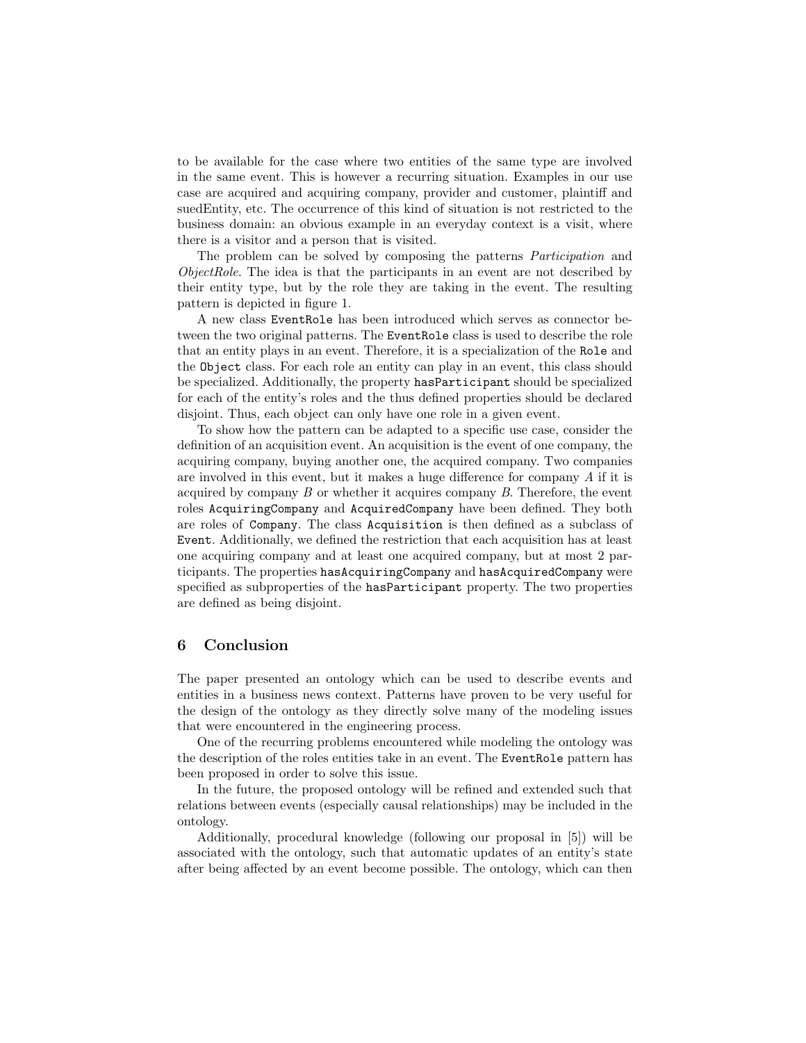to be available for the case where two entities of the same type are involved in the same event. This is however a recurring situation. Examples in our use case are acquired and acquiring company, provider and customer, plaintiff and suedEntity, etc. The occurrence of this kind of situation is not restricted to the business domain: an obvious example in an everyday context is a visit, where there is a visitor and a person that is visited.

The problem can be solved by composing the patterns *Participation* and *ObjectRole*. The idea is that the participants in an event are not described by their entity type, but by the role they are taking in the event. The resulting pattern is depicted in figure 1.

A new class `EventRole` has been introduced which serves as connector between the two original patterns. The `EventRole` class is used to describe the role that an entity plays in an event. Therefore, it is a specialization of the `Role` and the `Object` class. For each role an entity can play in an event, this class should be specialized. Additionally, the property `hasParticipant` should be specialized for each of the entity's roles and the thus defined properties should be declared disjoint. Thus, each object can only have one role in a given event.

To show how the pattern can be adapted to a specific use case, consider the definition of an acquisition event. An acquisition is the event of one company, the acquiring company, buying another one, the acquired company. Two companies are involved in this event, but it makes a huge difference for company $A$ if it is acquired by company $B$ or whether it acquires company $B$. Therefore, the event roles `AcquiringCompany` and `AcquiredCompany` have been defined. They both are roles of `Company`. The class `Acquisition` is then defined as a subclass of `Event`. Additionally, we defined the restriction that each acquisition has at least one acquiring company and at least one acquired company, but at most 2 participants. The properties `hasAcquiringCompany` and `hasAcquiredCompany` were specified as subproperties of the `hasParticipant` property. The two properties are defined as being disjoint.

## 6 Conclusion

The paper presented an ontology which can be used to describe events and entities in a business news context. Patterns have proven to be very useful for the design of the ontology as they directly solve many of the modeling issues that were encountered in the engineering process.

One of the recurring problems encountered while modeling the ontology was the description of the roles entities take in an event. The `EventRole` pattern has been proposed in order to solve this issue.

In the future, the proposed ontology will be refined and extended such that relations between events (especially causal relationships) may be included in the ontology.

Additionally, procedural knowledge (following our proposal in [5]) will be associated with the ontology, such that automatic updates of an entity's state after being affected by an event become possible. The ontology, which can then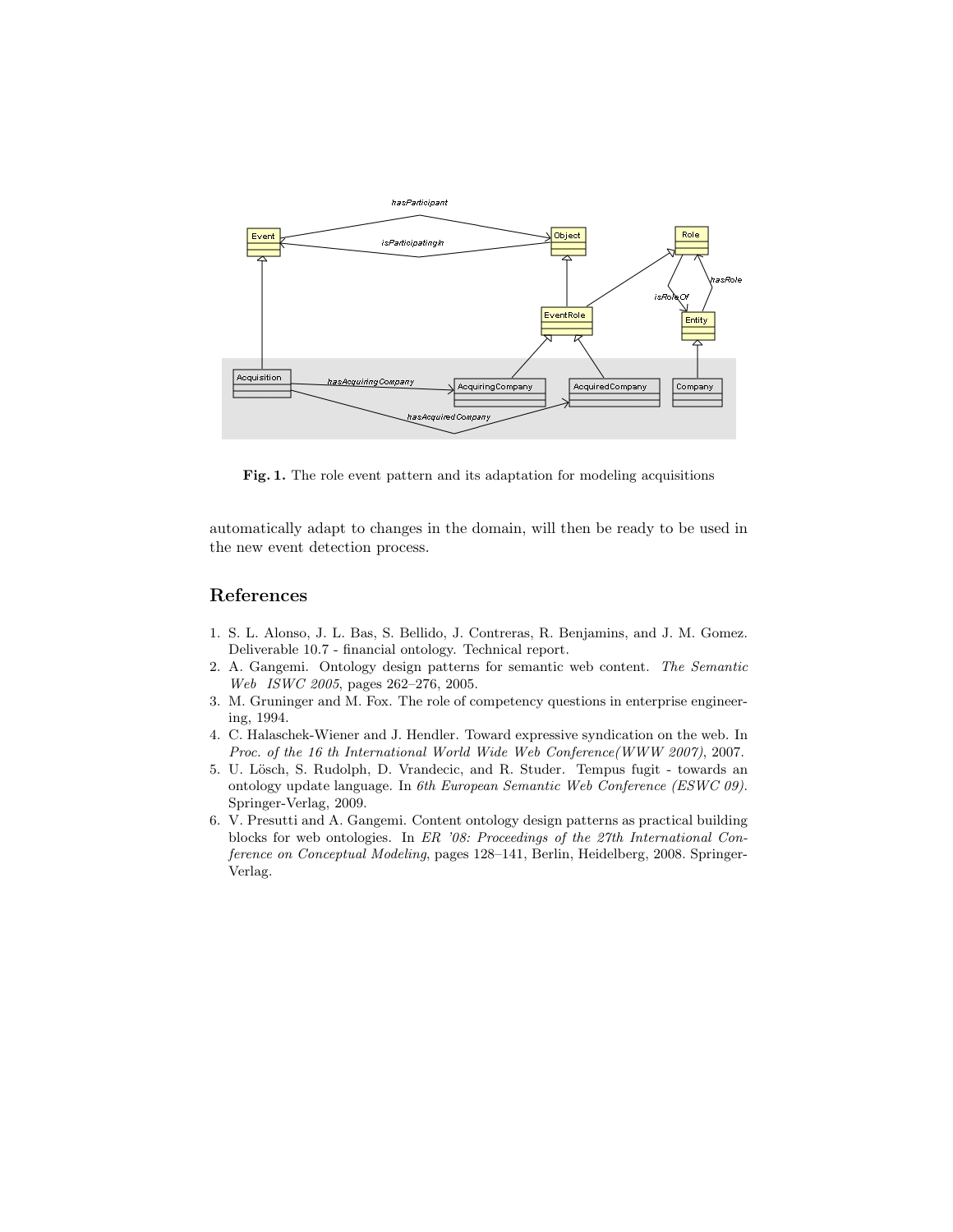hasParticipant

isParticipatingIn

Event

Object

Role

EventRole

isRoleOf

hasRole

Entity

Acquisition

hasAcquiringCompany

AcquiringCompany

AcquiredCompany

Company

hasAcquiredCompany

**Fig. 1.** The role event pattern and its adaptation for modeling acquisitions

automatically adapt to changes in the domain, will then be ready to be used in the new event detection process.

## References

1. S. L. Alonso, J. L. Bas, S. Bellido, J. Contreras, R. Benjamins, and J. M. Gomez. Deliverable 10.7 - financial ontology. Technical report.
2. A. Gangemi. Ontology design patterns for semantic web content. *The Semantic Web ISWC 2005*, pages 262–276, 2005.
3. M. Gruninger and M. Fox. The role of competency questions in enterprise engineering, 1994.
4. C. Halaschek-Wiener and J. Hendler. Toward expressive syndication on the web. In *Proc. of the 16 th International World Wide Web Conference(WWW 2007)*, 2007.
5. U. Lösch, S. Rudolph, D. Vrandecic, and R. Studer. Tempus fugit - towards an ontology update language. In *6th European Semantic Web Conference (ESWC 09)*. Springer-Verlag, 2009.
6. V. Presutti and A. Gangemi. Content ontology design patterns as practical building blocks for web ontologies. In *ER '08: Proceedings of the 27th International Conference on Conceptual Modeling*, pages 128–141, Berlin, Heidelberg, 2008. Springer-Verlag.